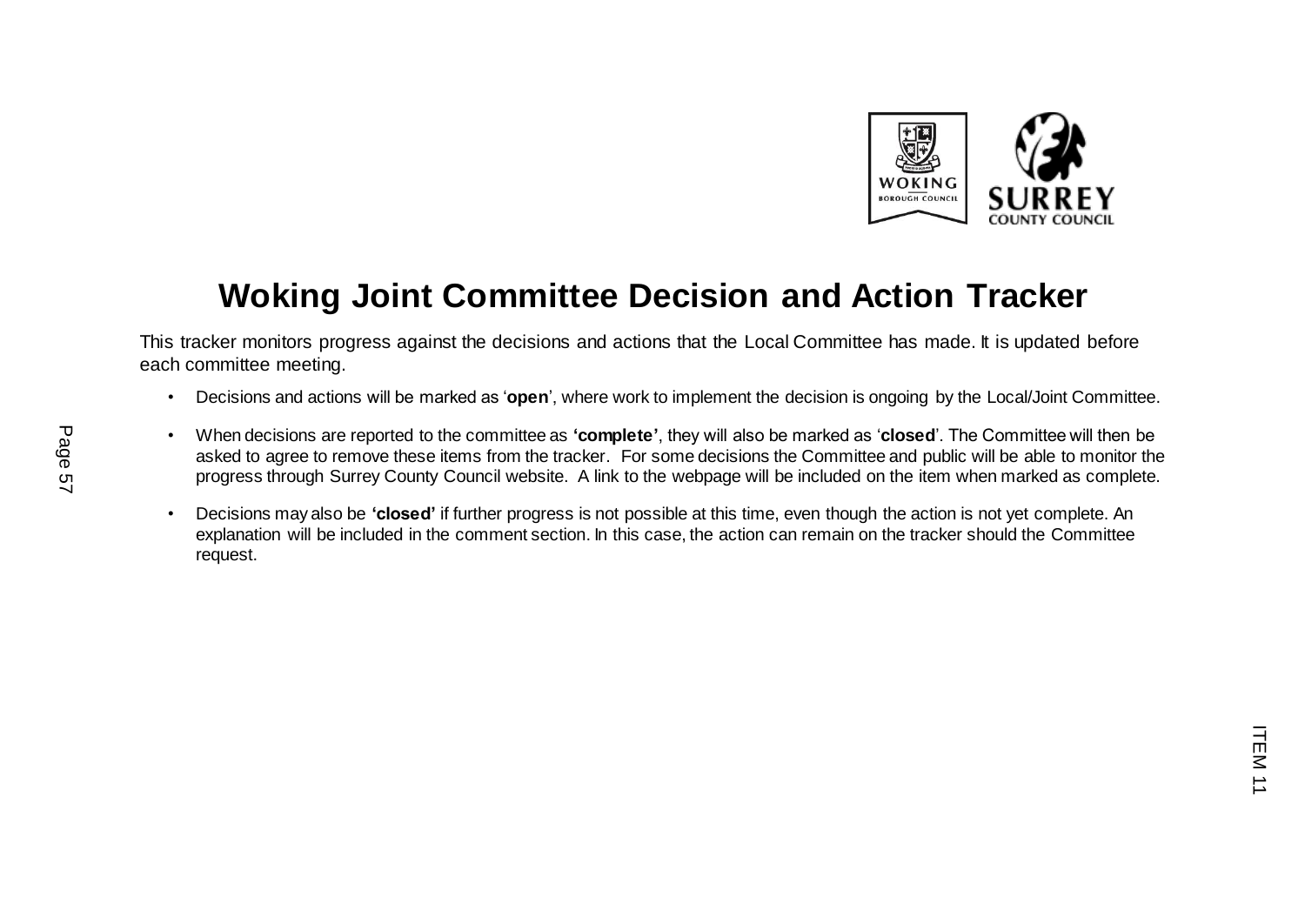# Woking Joint Committee Decision and Action Tracker

This tracker monitors progress against the decisions and actions that the Local Committee has made. It is updated before each committee meeting.

- Decisions and actions will be marked as '**open**', where work to implement the decision is ongoing by the Local/Joint Committee.
- When decisions are reported to the committee as **'complete'**, they will also be marked as '**closed**'. The Committee will then be asked to agree to remove these items from the tracker. For some decisions the Committee and public will be able to monitor the progress through Surrey County Council website. A link to the webpage will be included on the item when marked as complete.
- Decisions may also be **'closed'** if further progress is not possible at this time, even though the action is not yet complete. An explanation will be included in the comment section. In this case, the action can remain on the tracker should the Committee request.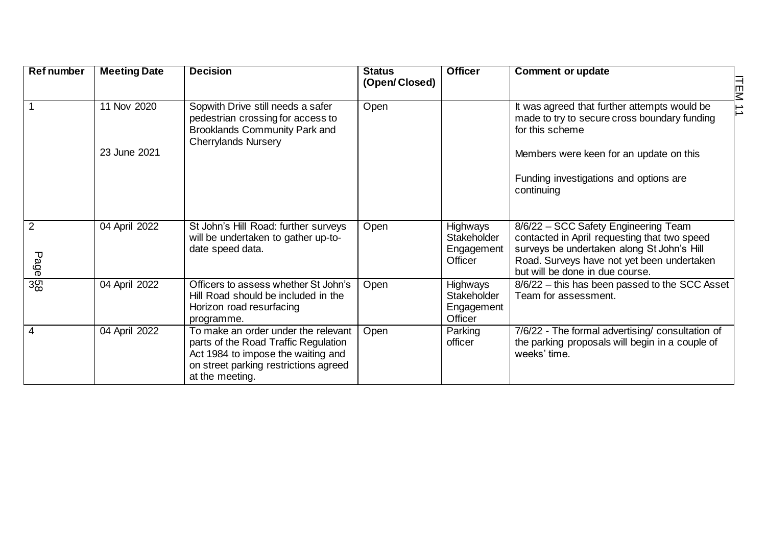| Ref number | Meeting Date | Decision | Status (Open/ Closed) | Officer | Comment or update |
|---|---|---|---|---|---|
| 1 | 11 Nov 2020<br><br>23 June 2021 | Sopwith Drive still needs a safer pedestrian crossing for access to Brooklands Community Park and Cherrylands Nursery | Open | | It was agreed that further attempts would be made to try to secure cross boundary funding for this scheme<br><br>Members were keen for an update on this<br><br>Funding investigations and options are continuing |
| 2 | 04 April 2022 | St John's Hill Road: further surveys will be undertaken to gather up-to-date speed data. | Open | Highways Stakeholder Engagement Officer | 8/6/22 – SCC Safety Engineering Team contacted in April requesting that two speed surveys be undertaken along St John's Hill Road. Surveys have not yet been undertaken but will be done in due course. |
| 3 | 04 April 2022 | Officers to assess whether St John's Hill Road should be included in the Horizon road resurfacing programme. | Open | Highways Stakeholder Engagement Officer | 8/6/22 – this has been passed to the SCC Asset Team for assessment. |
| 4 | 04 April 2022 | To make an order under the relevant parts of the Road Traffic Regulation Act 1984 to impose the waiting and on street parking restrictions agreed at the meeting. | Open | Parking officer | 7/6/22 - The formal advertising/ consultation of the parking proposals will begin in a couple of weeks' time. |